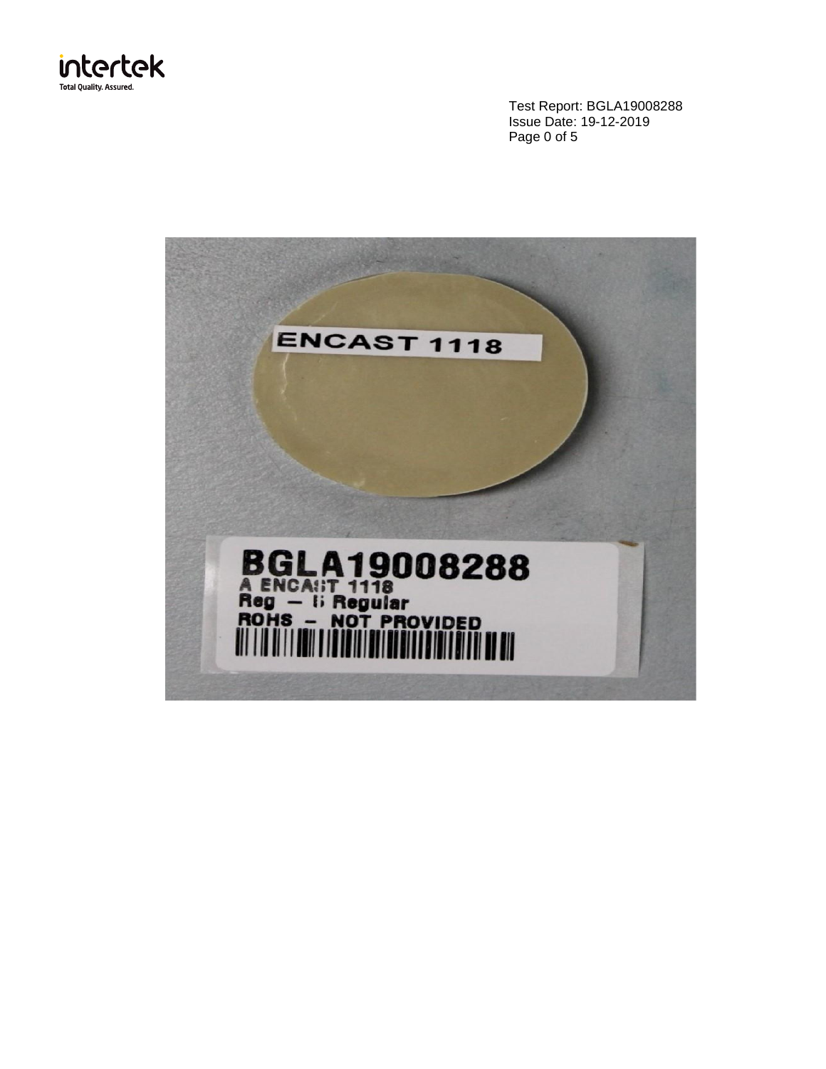Test Report: BGLA19008288
Issue Date: 19-12-2019
Page 0 of 5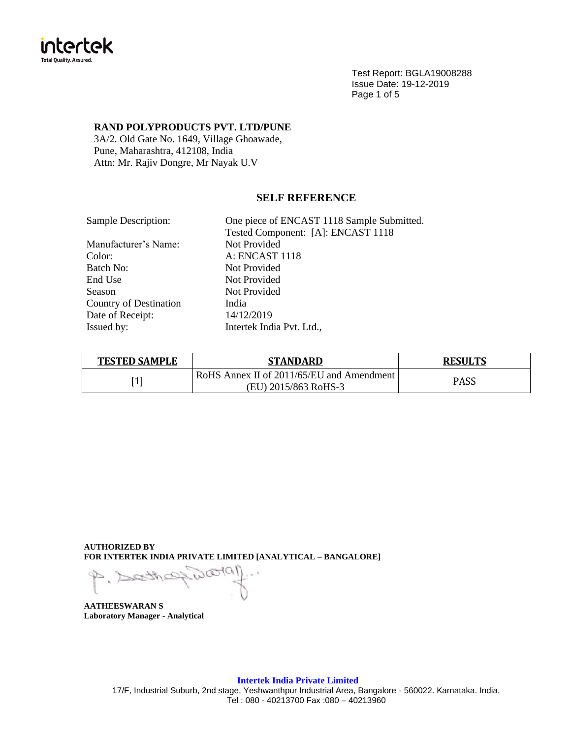Test Report: BGLA19008288
Issue Date: 19-12-2019

**RAND POLYPRODUCTS PVT. LTD/PUNE**
3A/2. Old Gate No. 1649, Village Ghoawade,
Pune, Maharashtra, 412108, India
Attn: Mr. Rajiv Dongre, Mr Nayak U.V

## SELF REFERENCE

Sample Description: One piece of ENCAST 1118 Sample Submitted.
Tested Component: [A]: ENCAST 1118
Manufacturer's Name: Not Provided
Color: A: ENCAST 1118
Batch No: Not Provided
End Use Not Provided
Season Not Provided
Country of Destination India
Date of Receipt: 14/12/2019
Issued by: Intertek India Pvt. Ltd.,

| TESTED SAMPLE | STANDARD | RESULTS |
|---|---|---|
| [1] | RoHS Annex II of 2011/65/EU and Amendment (EU) 2015/863 RoHS-3 | PASS |

**AUTHORIZED BY**
**FOR INTERTEK INDIA PRIVATE LIMITED [ANALYTICAL – BANGALORE]**

**AATHEESWARAN S**
**Laboratory Manager - Analytical**

**Intertek India Private Limited**
17/F, Industrial Suburb, 2nd stage, Yeshwanthpur Industrial Area, Bangalore - 560022. Karnataka. India.
Tel : 080 - 40213700 Fax :080 – 40213960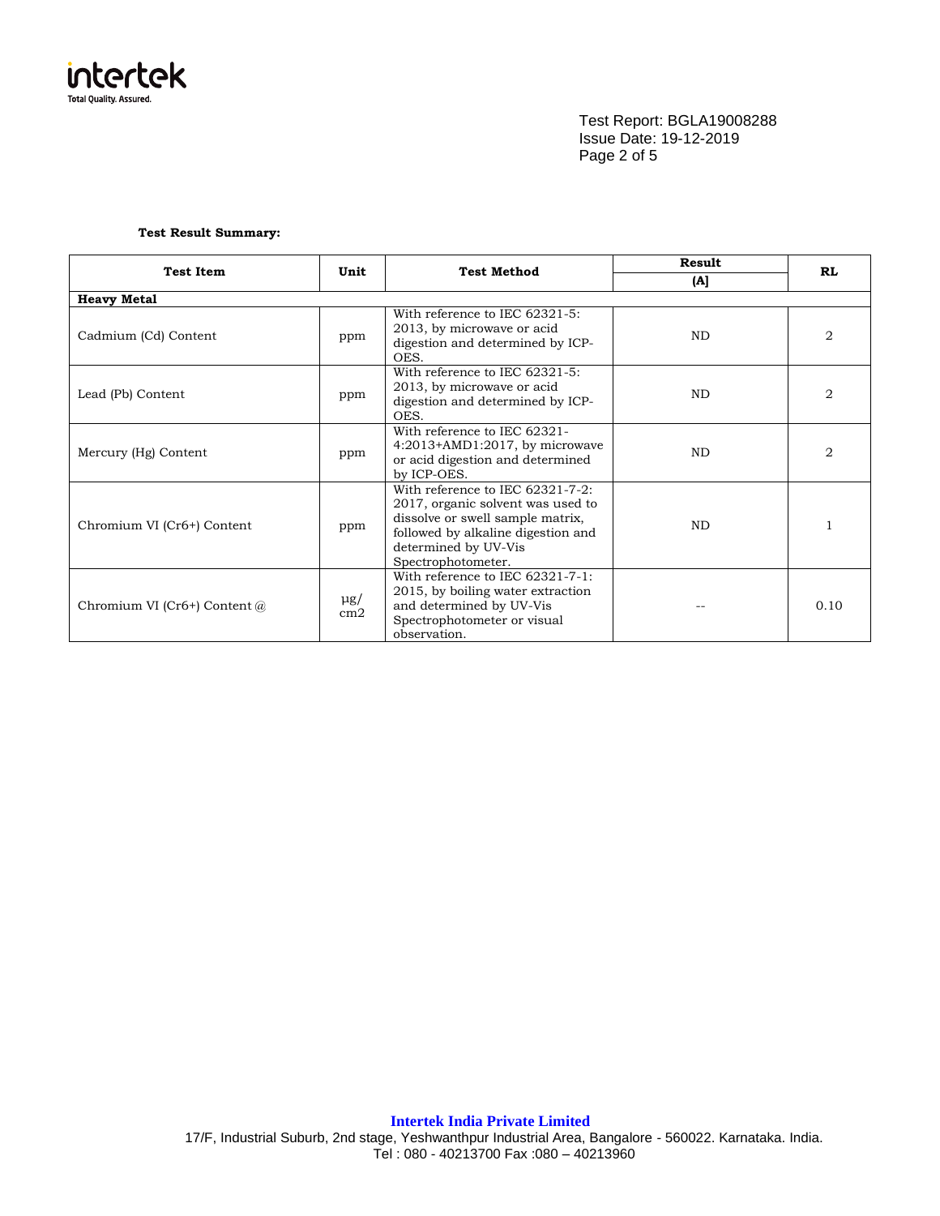**Test Result Summary:**

| Test Item | Unit | Test Method | Result | RL |
|---|---|---|---|---|
| | | | (A] | |
| **Heavy Metal** | | | | |
| Cadmium (Cd) Content | ppm | With reference to IEC 62321-5: 2013, by microwave or acid digestion and determined by ICP-OES. | ND | 2 |
| Lead (Pb) Content | ppm | With reference to IEC 62321-5: 2013, by microwave or acid digestion and determined by ICP-OES. | ND | 2 |
| Mercury (Hg) Content | ppm | With reference to IEC 62321-4:2013+AMD1:2017, by microwave or acid digestion and determined by ICP-OES. | ND | 2 |
| Chromium VI (Cr6+) Content | ppm | With reference to IEC 62321-7-2: 2017, organic solvent was used to dissolve or swell sample matrix, followed by alkaline digestion and determined by UV-Vis Spectrophotometer. | ND | 1 |
| Chromium VI (Cr6+) Content @ | µg/cm2 | With reference to IEC 62321-7-1: 2015, by boiling water extraction and determined by UV-Vis Spectrophotometer or visual observation. | -- | 0.10 |

**Intertek India Private Limited**

17/F, Industrial Suburb, 2nd stage, Yeshwanthpur Industrial Area, Bangalore - 560022. Karnataka. India.
Tel : 080 - 40213700 Fax :080 – 40213960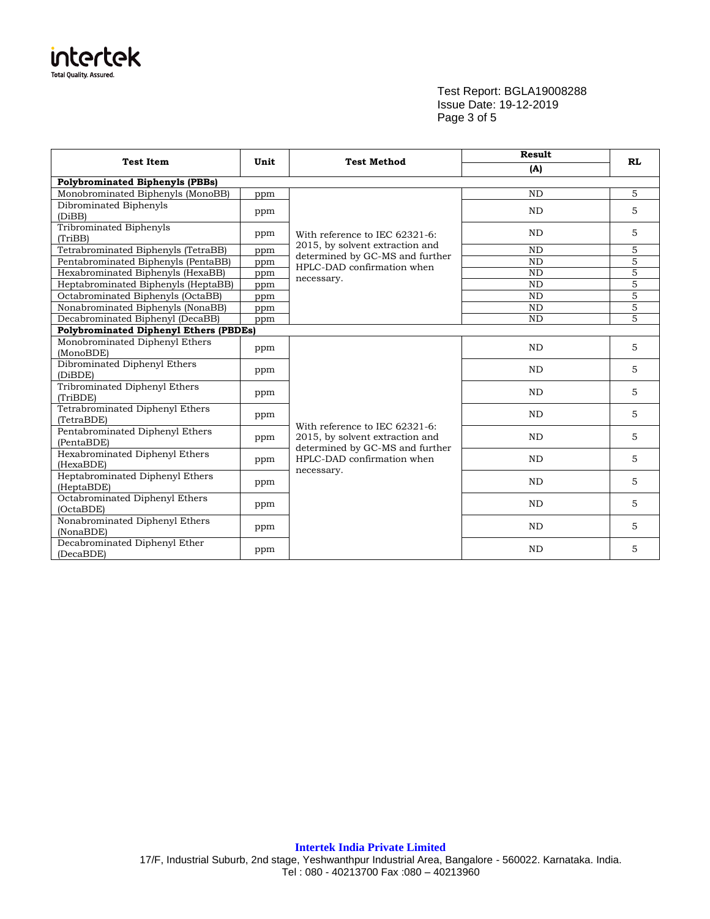Test Report: BGLA19008288
Issue Date: 19-12-2019

| Test Item | Unit | Test Method | Result | RL |
|---|---|---|---|---|
| | | | (A) | |
| **Polybrominated Biphenyls (PBBs)** | | | | |
| Monobrominated Biphenyls (MonoBB) | ppm | With reference to IEC 62321-6: 2015, by solvent extraction and determined by GC-MS and further HPLC-DAD confirmation when necessary. | ND | 5 |
| Dibrominated Biphenyls (DiBB) | ppm | | ND | 5 |
| Tribrominated Biphenyls (TriBB) | ppm | | ND | 5 |
| Tetrabrominated Biphenyls (TetraBB) | ppm | | ND | 5 |
| Pentabrominated Biphenyls (PentaBB) | ppm | | ND | 5 |
| Hexabrominated Biphenyls (HexaBB) | ppm | | ND | 5 |
| Heptabrominated Biphenyls (HeptaBB) | ppm | | ND | 5 |
| Octabrominated Biphenyls (OctaBB) | ppm | | ND | 5 |
| Nonabrominated Biphenyls (NonaBB) | ppm | | ND | 5 |
| Decabrominated Biphenyl (DecaBB) | ppm | | ND | 5 |
| **Polybrominated Diphenyl Ethers (PBDEs)** | | | | |
| Monobrominated Diphenyl Ethers (MonoBDE) | ppm | With reference to IEC 62321-6: 2015, by solvent extraction and determined by GC-MS and further HPLC-DAD confirmation when necessary. | ND | 5 |
| Dibrominated Diphenyl Ethers (DiBDE) | ppm | | ND | 5 |
| Tribrominated Diphenyl Ethers (TriBDE) | ppm | | ND | 5 |
| Tetrabrominated Diphenyl Ethers (TetraBDE) | ppm | | ND | 5 |
| Pentabrominated Diphenyl Ethers (PentaBDE) | ppm | | ND | 5 |
| Hexabrominated Diphenyl Ethers (HexaBDE) | ppm | | ND | 5 |
| Heptabrominated Diphenyl Ethers (HeptaBDE) | ppm | | ND | 5 |
| Octabrominated Diphenyl Ethers (OctaBDE) | ppm | | ND | 5 |
| Nonabrominated Diphenyl Ethers (NonaBDE) | ppm | | ND | 5 |
| Decabrominated Diphenyl Ether (DecaBDE) | ppm | | ND | 5 |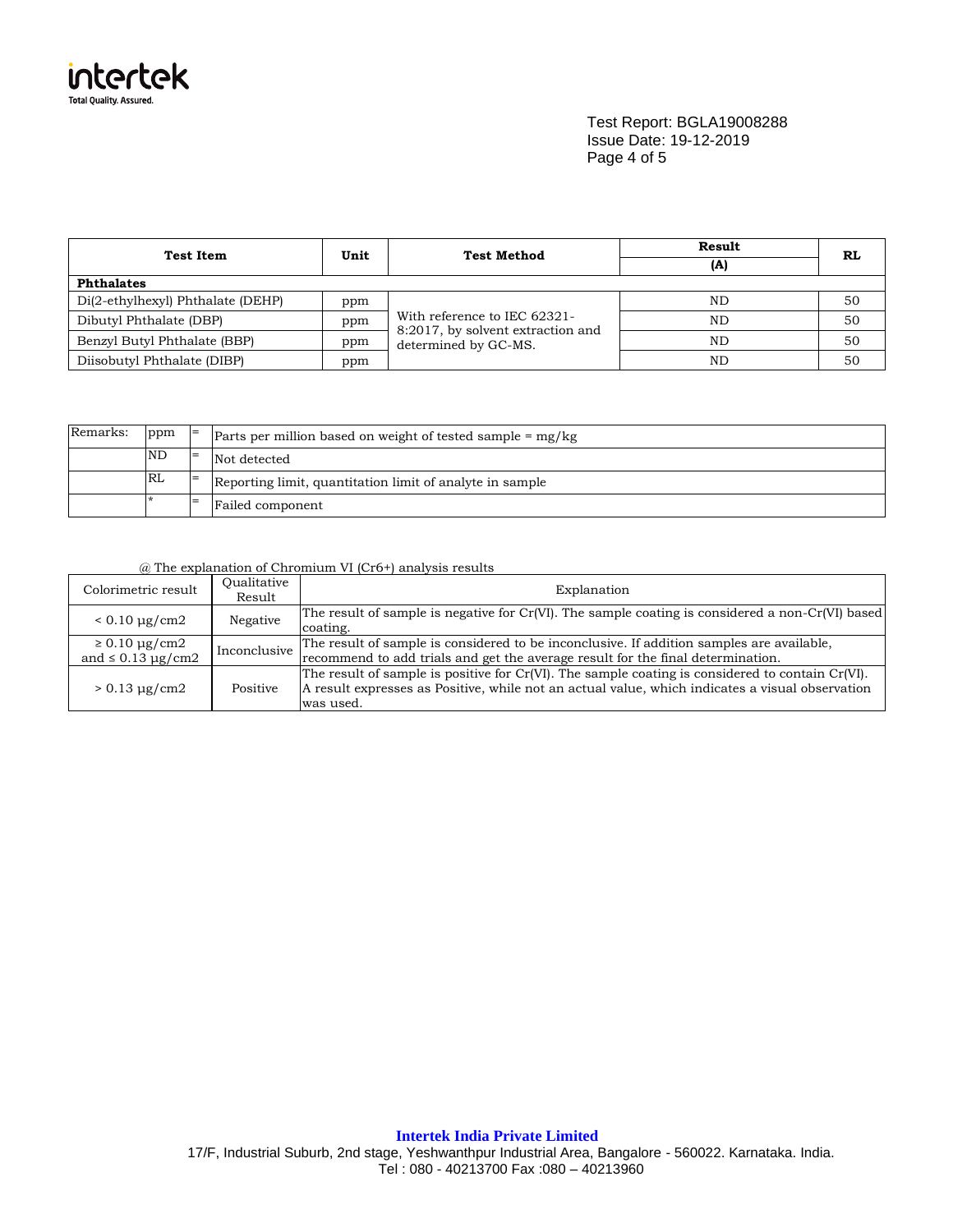| Test Item | Unit | Test Method | Result | RL |
|---|---|---|---|---|
| | | | (A) | |
| **Phthalates** | | | | |
| Di(2-ethylhexyl) Phthalate (DEHP) | ppm | With reference to IEC 62321-8:2017, by solvent extraction and determined by GC-MS. | ND | 50 |
| Dibutyl Phthalate (DBP) | ppm | | ND | 50 |
| Benzyl Butyl Phthalate (BBP) | ppm | | ND | 50 |
| Diisobutyl Phthalate (DIBP) | ppm | | ND | 50 |

| Remarks: | ppm | = | Parts per million based on weight of tested sample = mg/kg |
|---|---|---|---|
| | ND | = | Not detected |
| | RL | = | Reporting limit, quantitation limit of analyte in sample |
| | * | = | Failed component |

@ The explanation of Chromium VI (Cr6+) analysis results

| Colorimetric result | Qualitative Result | Explanation |
|---|---|---|
| < 0.10 µg/cm2 | Negative | The result of sample is negative for Cr(VI). The sample coating is considered a non-Cr(VI) based coating. |
| ≥ 0.10 µg/cm2 and ≤ 0.13 µg/cm2 | Inconclusive | The result of sample is considered to be inconclusive. If addition samples are available, recommend to add trials and get the average result for the final determination. |
| > 0.13 µg/cm2 | Positive | The result of sample is positive for Cr(VI). The sample coating is considered to contain Cr(VI). A result expresses as Positive, while not an actual value, which indicates a visual observation was used. |

**Intertek India Private Limited**

17/F, Industrial Suburb, 2nd stage, Yeshwanthpur Industrial Area, Bangalore - 560022. Karnataka. India.
Tel : 080 - 40213700 Fax :080 – 40213960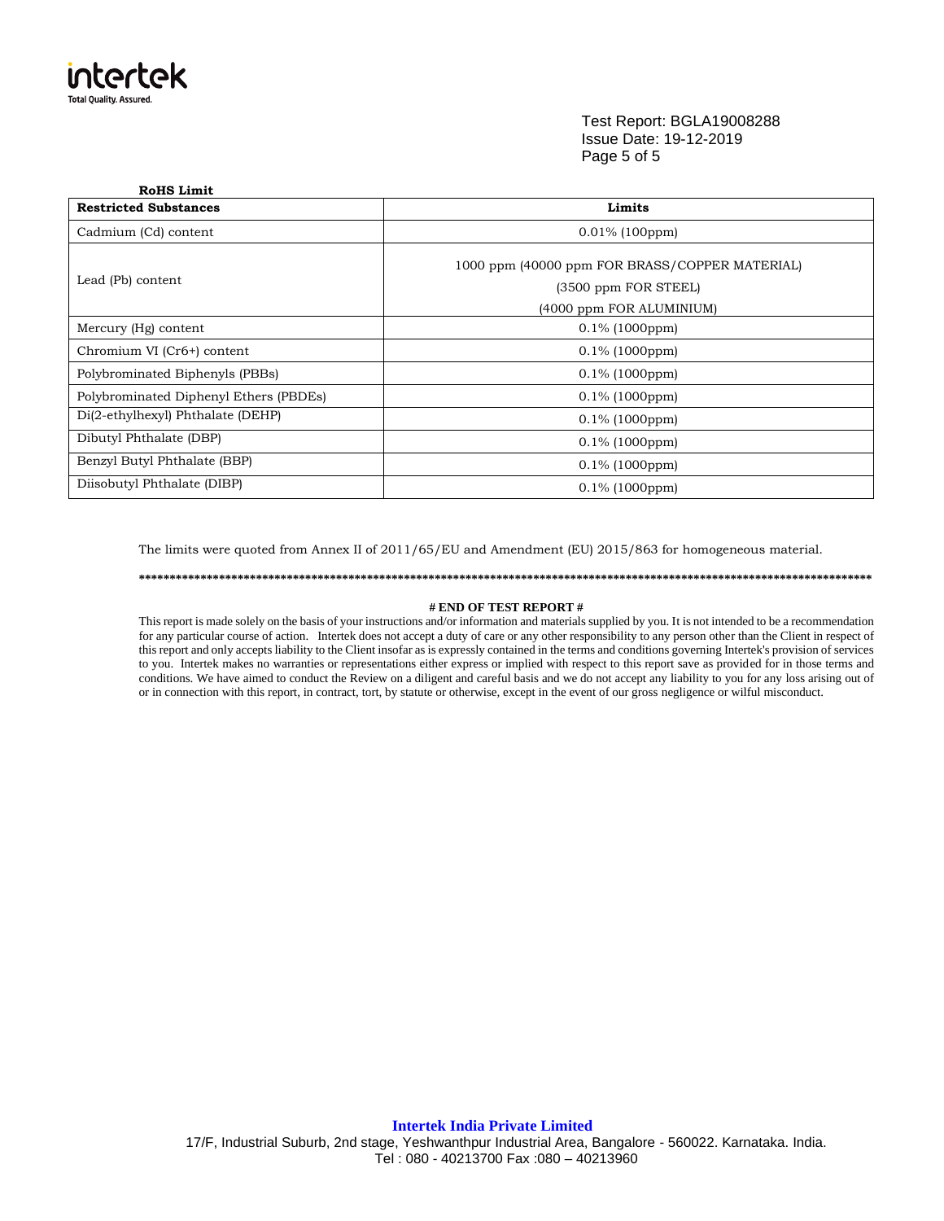**RoHS Limit**

| Restricted Substances | Limits |
| --- | --- |
| Cadmium (Cd) content | 0.01% (100ppm) |
| Lead (Pb) content | 1000 ppm (40000 ppm FOR BRASS/COPPER MATERIAL) (3500 ppm FOR STEEL) (4000 ppm FOR ALUMINIUM) |
| Mercury (Hg) content | 0.1% (1000ppm) |
| Chromium VI (Cr6+) content | 0.1% (1000ppm) |
| Polybrominated Biphenyls (PBBs) | 0.1% (1000ppm) |
| Polybrominated Diphenyl Ethers (PBDEs) | 0.1% (1000ppm) |
| Di(2-ethylhexyl) Phthalate (DEHP) | 0.1% (1000ppm) |
| Dibutyl Phthalate (DBP) | 0.1% (1000ppm) |
| Benzyl Butyl Phthalate (BBP) | 0.1% (1000ppm) |
| Diisobutyl Phthalate (DIBP) | 0.1% (1000ppm) |

The limits were quoted from Annex II of 2011/65/EU and Amendment (EU) 2015/863 for homogeneous material.

****************************************************************************************************************************

**# END OF TEST REPORT #**

This report is made solely on the basis of your instructions and/or information and materials supplied by you. It is not intended to be a recommendation for any particular course of action. Intertek does not accept a duty of care or any other responsibility to any person other than the Client in respect of this report and only accepts liability to the Client insofar as is expressly contained in the terms and conditions governing Intertek's provision of services to you. Intertek makes no warranties or representations either express or implied with respect to this report save as provided for in those terms and conditions. We have aimed to conduct the Review on a diligent and careful basis and we do not accept any liability to you for any loss arising out of or in connection with this report, in contract, tort, by statute or otherwise, except in the event of our gross negligence or wilful misconduct.